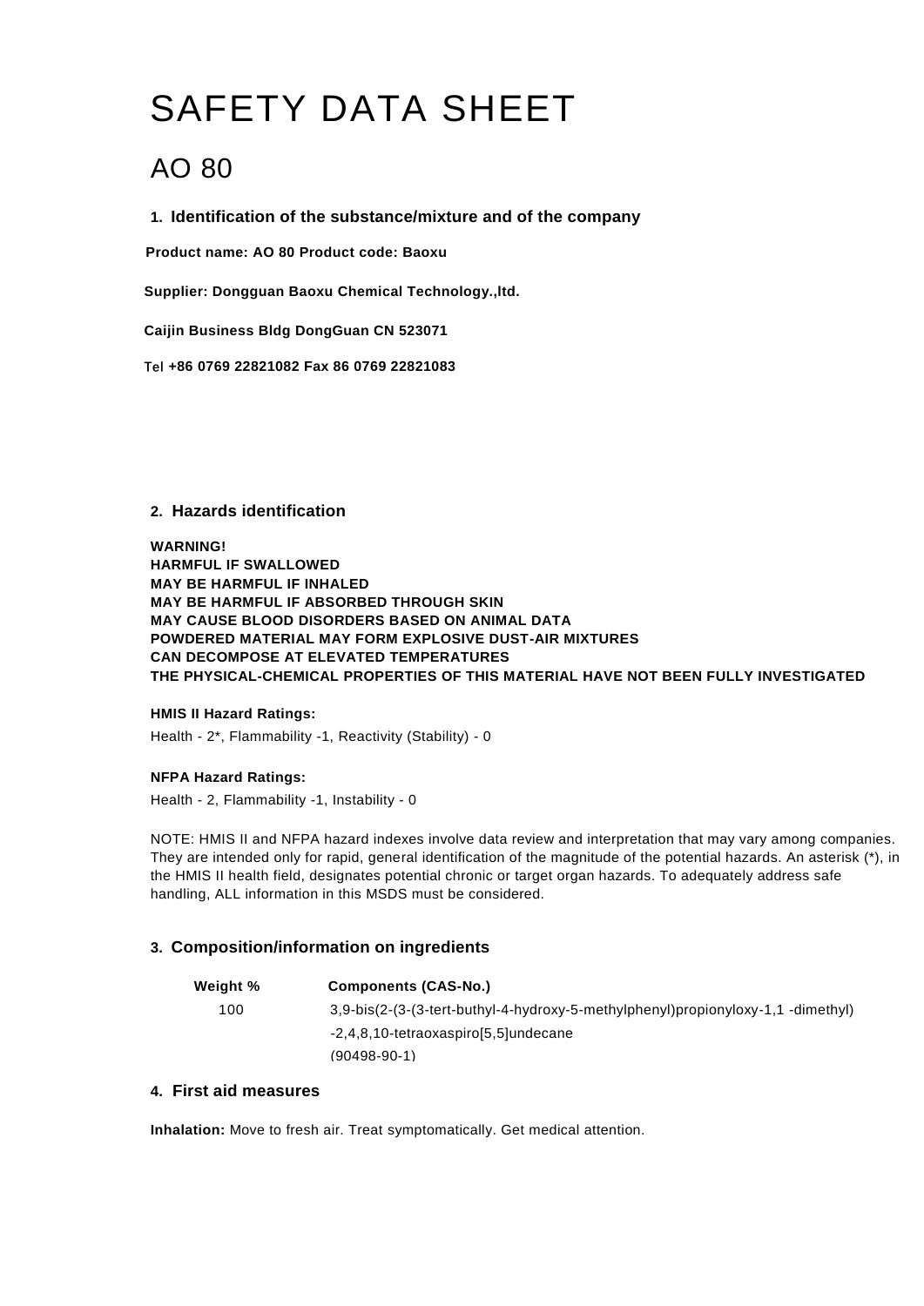# SAFETY DATA SHEET

# AO 80

## 1. Identification of the substance/mixture and of the company

**Product name: AO 80 Product code: Baoxu**

**Supplier: Dongguan Baoxu Chemical Technology.,ltd.**

**Caijin Business Bldg DongGuan CN 523071**

Tel **+86 0769 22821082 Fax 86 0769 22821083**

## 2. Hazards identification

**WARNING!**
**HARMFUL IF SWALLOWED**
**MAY BE HARMFUL IF INHALED**
**MAY BE HARMFUL IF ABSORBED THROUGH SKIN**
**MAY CAUSE BLOOD DISORDERS BASED ON ANIMAL DATA**
**POWDERED MATERIAL MAY FORM EXPLOSIVE DUST-AIR MIXTURES**
**CAN DECOMPOSE AT ELEVATED TEMPERATURES**
**THE PHYSICAL-CHEMICAL PROPERTIES OF THIS MATERIAL HAVE NOT BEEN FULLY INVESTIGATED**

**HMIS II Hazard Ratings:**

Health - 2*, Flammability -1, Reactivity (Stability) - 0

**NFPA Hazard Ratings:**

Health - 2, Flammability -1, Instability - 0

NOTE: HMIS II and NFPA hazard indexes involve data review and interpretation that may vary among companies. They are intended only for rapid, general identification of the magnitude of the potential hazards. An asterisk (*), in the HMIS II health field, designates potential chronic or target organ hazards. To adequately address safe handling, ALL information in this MSDS must be considered.

## 3. Composition/information on ingredients

| Weight % | Components (CAS-No.) |
| --- | --- |
| 100 | 3,9-bis(2-(3-(3-tert-buthyl-4-hydroxy-5-methylphenyl)propionyloxy-1,1 -dimethyl) -2,4,8,10-tetraoxaspiro[5,5]undecane (90498-90-1) |

## 4. First aid measures

**Inhalation:** Move to fresh air. Treat symptomatically. Get medical attention.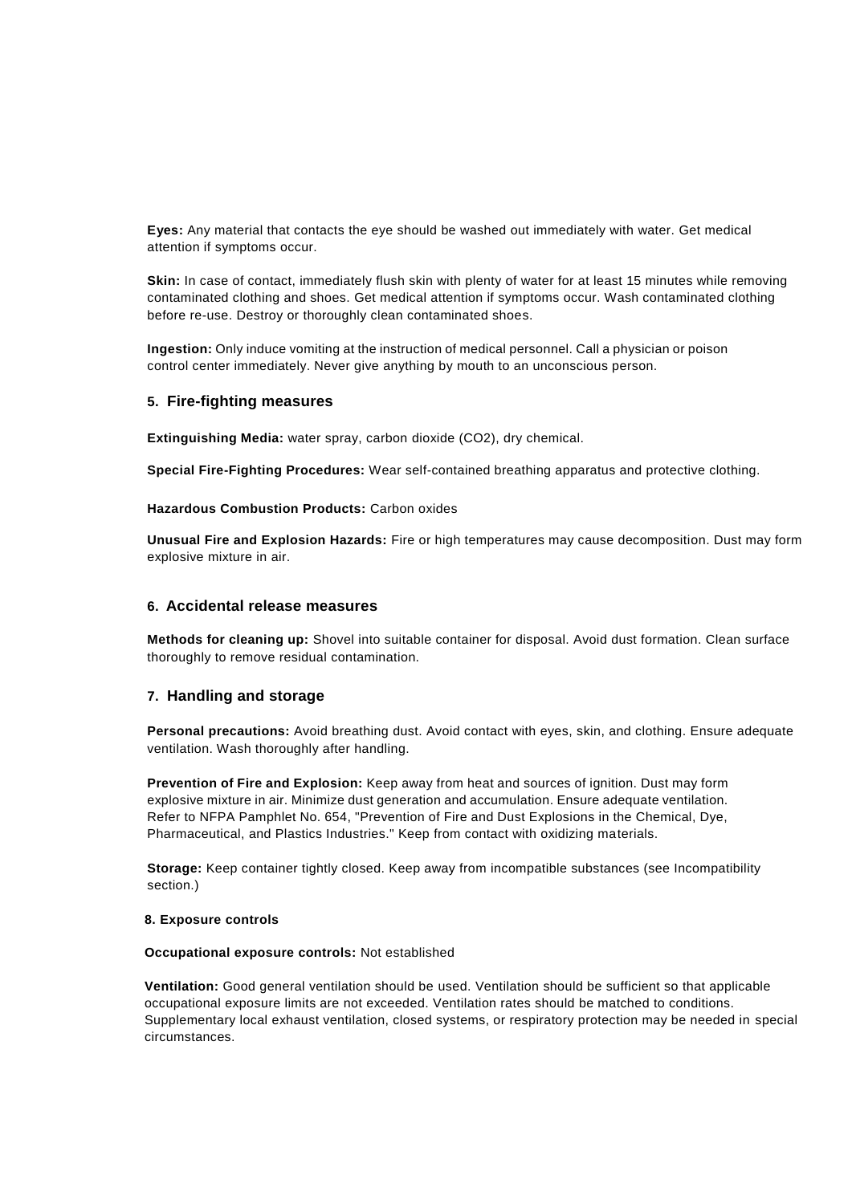**Eyes:** Any material that contacts the eye should be washed out immediately with water. Get medical attention if symptoms occur.

**Skin:** In case of contact, immediately flush skin with plenty of water for at least 15 minutes while removing contaminated clothing and shoes. Get medical attention if symptoms occur. Wash contaminated clothing before re-use. Destroy or thoroughly clean contaminated shoes.

**Ingestion:** Only induce vomiting at the instruction of medical personnel. Call a physician or poison control center immediately. Never give anything by mouth to an unconscious person.

## 5. Fire-fighting measures

**Extinguishing Media:** water spray, carbon dioxide ($CO_2$), dry chemical.

**Special Fire-Fighting Procedures:** Wear self-contained breathing apparatus and protective clothing.

**Hazardous Combustion Products:** Carbon oxides

**Unusual Fire and Explosion Hazards:** Fire or high temperatures may cause decomposition. Dust may form explosive mixture in air.

## 6. Accidental release measures

**Methods for cleaning up:** Shovel into suitable container for disposal. Avoid dust formation. Clean surface thoroughly to remove residual contamination.

## 7. Handling and storage

**Personal precautions:** Avoid breathing dust. Avoid contact with eyes, skin, and clothing. Ensure adequate ventilation. Wash thoroughly after handling.

**Prevention of Fire and Explosion:** Keep away from heat and sources of ignition. Dust may form explosive mixture in air. Minimize dust generation and accumulation. Ensure adequate ventilation. Refer to NFPA Pamphlet No. 654, "Prevention of Fire and Dust Explosions in the Chemical, Dye, Pharmaceutical, and Plastics Industries." Keep from contact with oxidizing materials.

**Storage:** Keep container tightly closed. Keep away from incompatible substances (see Incompatibility section.)

## 8. Exposure controls

**Occupational exposure controls:** Not established

**Ventilation:** Good general ventilation should be used. Ventilation should be sufficient so that applicable occupational exposure limits are not exceeded. Ventilation rates should be matched to conditions. Supplementary local exhaust ventilation, closed systems, or respiratory protection may be needed in special circumstances.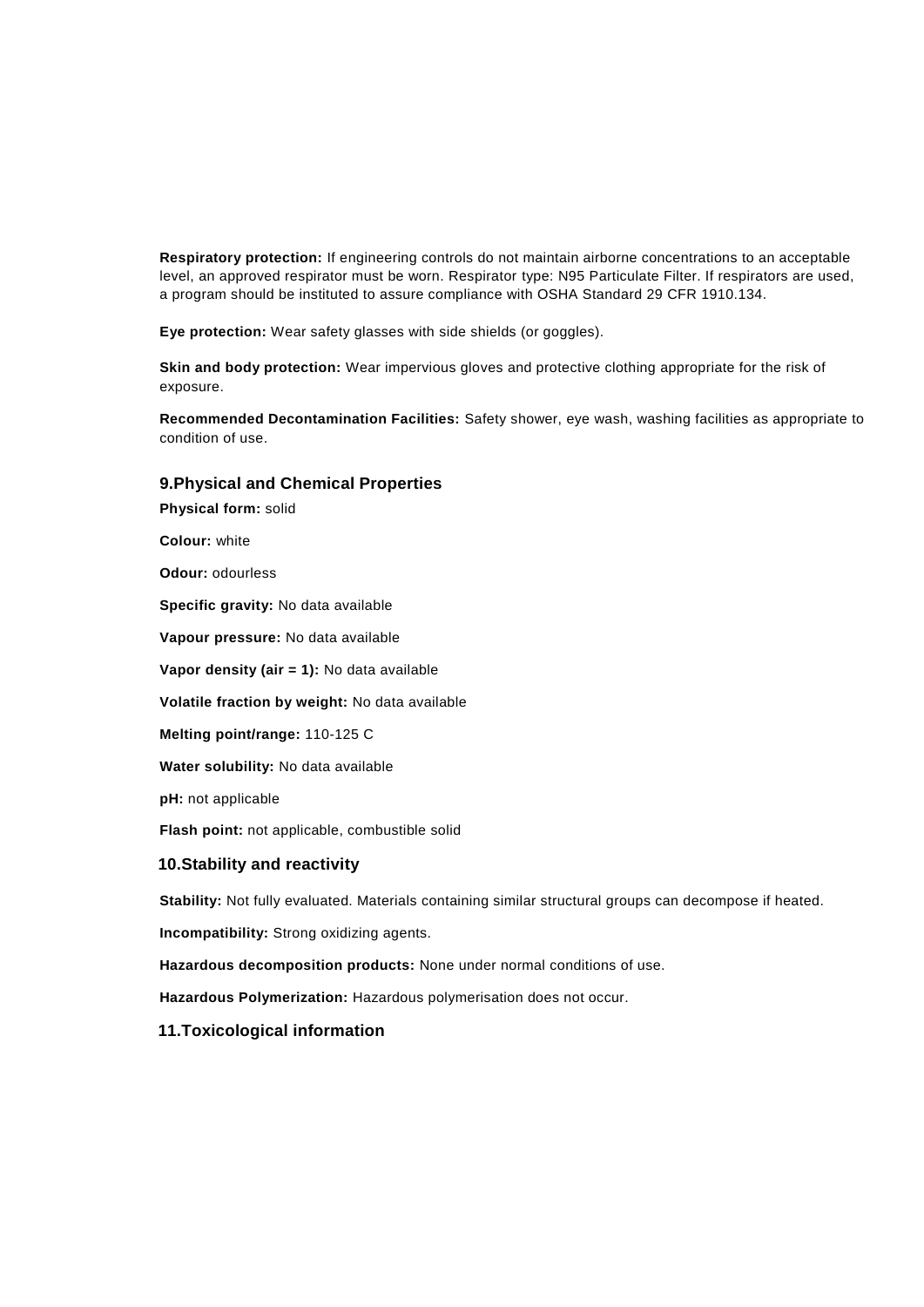**Respiratory protection:** If engineering controls do not maintain airborne concentrations to an acceptable level, an approved respirator must be worn. Respirator type: N95 Particulate Filter. If respirators are used, a program should be instituted to assure compliance with OSHA Standard 29 CFR 1910.134.

**Eye protection:** Wear safety glasses with side shields (or goggles).

**Skin and body protection:** Wear impervious gloves and protective clothing appropriate for the risk of exposure.

**Recommended Decontamination Facilities:** Safety shower, eye wash, washing facilities as appropriate to condition of use.

## 9.Physical and Chemical Properties

**Physical form:** solid

**Colour:** white

**Odour:** odourless

**Specific gravity:** No data available

**Vapour pressure:** No data available

**Vapor density (air = 1):** No data available

**Volatile fraction by weight:** No data available

**Melting point/range:** 110-125 C

**Water solubility:** No data available

**pH:** not applicable

**Flash point:** not applicable, combustible solid

## 10.Stability and reactivity

**Stability:** Not fully evaluated. Materials containing similar structural groups can decompose if heated.

**Incompatibility:** Strong oxidizing agents.

**Hazardous decomposition products:** None under normal conditions of use.

**Hazardous Polymerization:** Hazardous polymerisation does not occur.

## 11.Toxicological information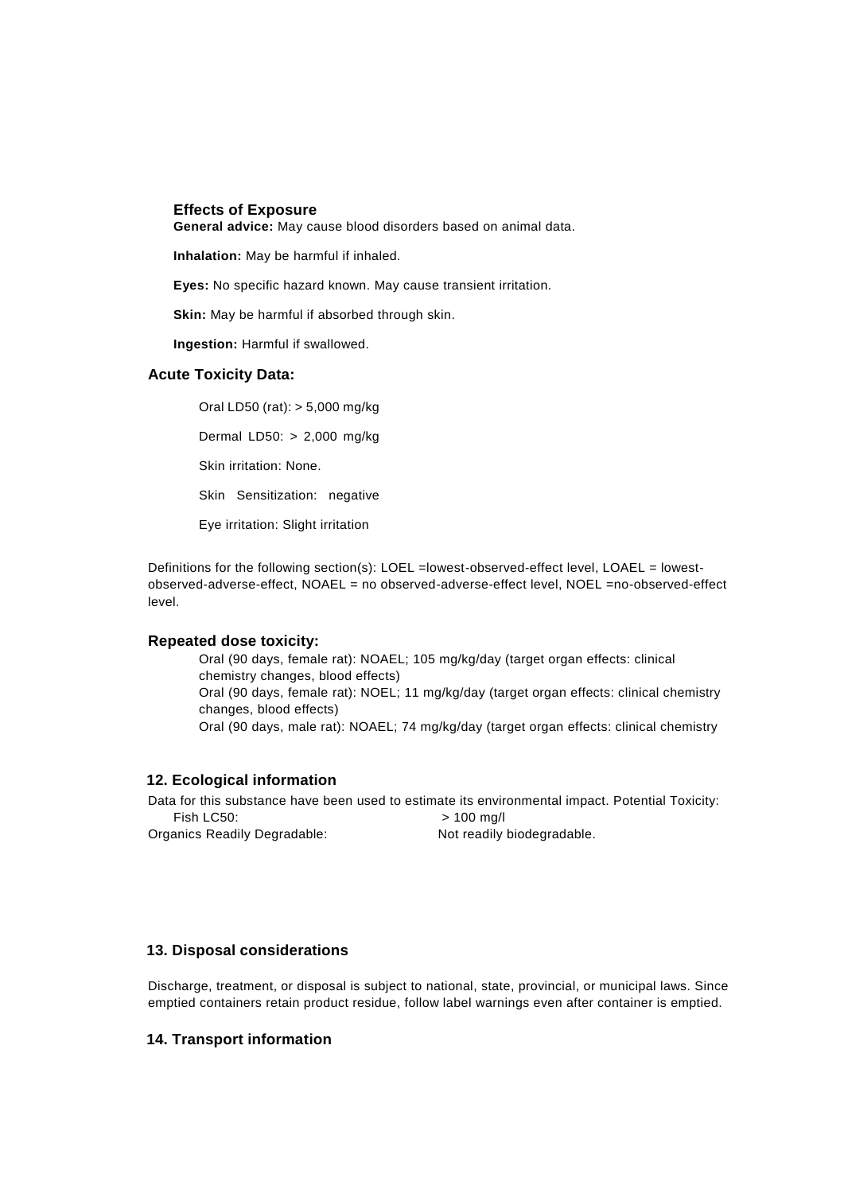### Effects of Exposure

**General advice:** May cause blood disorders based on animal data.

**Inhalation:** May be harmful if inhaled.

**Eyes:** No specific hazard known. May cause transient irritation.

**Skin:** May be harmful if absorbed through skin.

**Ingestion:** Harmful if swallowed.

### Acute Toxicity Data:

Oral LD50 (rat): > 5,000 mg/kg

Dermal LD50: > 2,000 mg/kg

Skin irritation: None.

Skin Sensitization: negative

Eye irritation: Slight irritation

Definitions for the following section(s): LOEL =lowest-observed-effect level, LOAEL = lowest-observed-adverse-effect, NOAEL = no observed-adverse-effect level, NOEL =no-observed-effect level.

### Repeated dose toxicity:

Oral (90 days, female rat): NOAEL; 105 mg/kg/day (target organ effects: clinical chemistry changes, blood effects)
Oral (90 days, female rat): NOEL; 11 mg/kg/day (target organ effects: clinical chemistry changes, blood effects)
Oral (90 days, male rat): NOAEL; 74 mg/kg/day (target organ effects: clinical chemistry

## 12. Ecological information

Data for this substance have been used to estimate its environmental impact. Potential Toxicity:

Fish LC50: > 100 mg/l
Organics Readily Degradable: Not readily biodegradable.

## 13. Disposal considerations

Discharge, treatment, or disposal is subject to national, state, provincial, or municipal laws. Since emptied containers retain product residue, follow label warnings even after container is emptied.

## 14. Transport information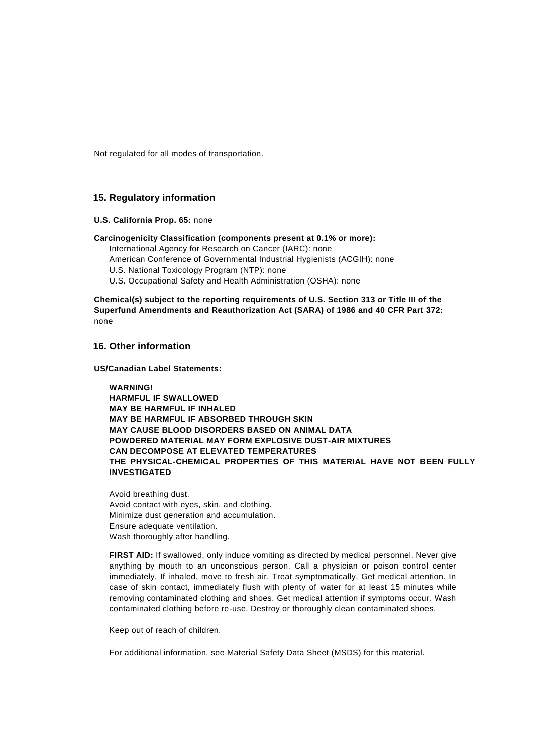Not regulated for all modes of transportation.

## 15. Regulatory information

**U.S. California Prop. 65:** none

**Carcinogenicity Classification (components present at 0.1% or more):**

International Agency for Research on Cancer (IARC): none
American Conference of Governmental Industrial Hygienists (ACGIH): none
U.S. National Toxicology Program (NTP): none
U.S. Occupational Safety and Health Administration (OSHA): none

**Chemical(s) subject to the reporting requirements of U.S. Section 313 or Title III of the Superfund Amendments and Reauthorization Act (SARA) of 1986 and 40 CFR Part 372:** none

## 16. Other information

**US/Canadian Label Statements:**

**WARNING!**
**HARMFUL IF SWALLOWED**
**MAY BE HARMFUL IF INHALED**
**MAY BE HARMFUL IF ABSORBED THROUGH SKIN**
**MAY CAUSE BLOOD DISORDERS BASED ON ANIMAL DATA**
**POWDERED MATERIAL MAY FORM EXPLOSIVE DUST-AIR MIXTURES**
**CAN DECOMPOSE AT ELEVATED TEMPERATURES**
**THE PHYSICAL-CHEMICAL PROPERTIES OF THIS MATERIAL HAVE NOT BEEN FULLY INVESTIGATED**

Avoid breathing dust.
Avoid contact with eyes, skin, and clothing.
Minimize dust generation and accumulation.
Ensure adequate ventilation.
Wash thoroughly after handling.

**FIRST AID:** If swallowed, only induce vomiting as directed by medical personnel. Never give anything by mouth to an unconscious person. Call a physician or poison control center immediately. If inhaled, move to fresh air. Treat symptomatically. Get medical attention. In case of skin contact, immediately flush with plenty of water for at least 15 minutes while removing contaminated clothing and shoes. Get medical attention if symptoms occur. Wash contaminated clothing before re-use. Destroy or thoroughly clean contaminated shoes.

Keep out of reach of children.

For additional information, see Material Safety Data Sheet (MSDS) for this material.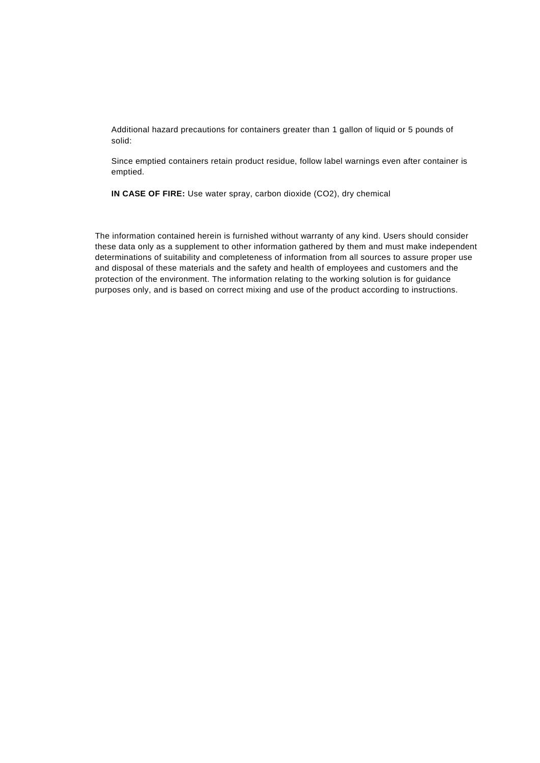Additional hazard precautions for containers greater than 1 gallon of liquid or 5 pounds of solid:

Since emptied containers retain product residue, follow label warnings even after container is emptied.

**IN CASE OF FIRE:** Use water spray, carbon dioxide ($CO_2$), dry chemical

The information contained herein is furnished without warranty of any kind. Users should consider these data only as a supplement to other information gathered by them and must make independent determinations of suitability and completeness of information from all sources to assure proper use and disposal of these materials and the safety and health of employees and customers and the protection of the environment. The information relating to the working solution is for guidance purposes only, and is based on correct mixing and use of the product according to instructions.